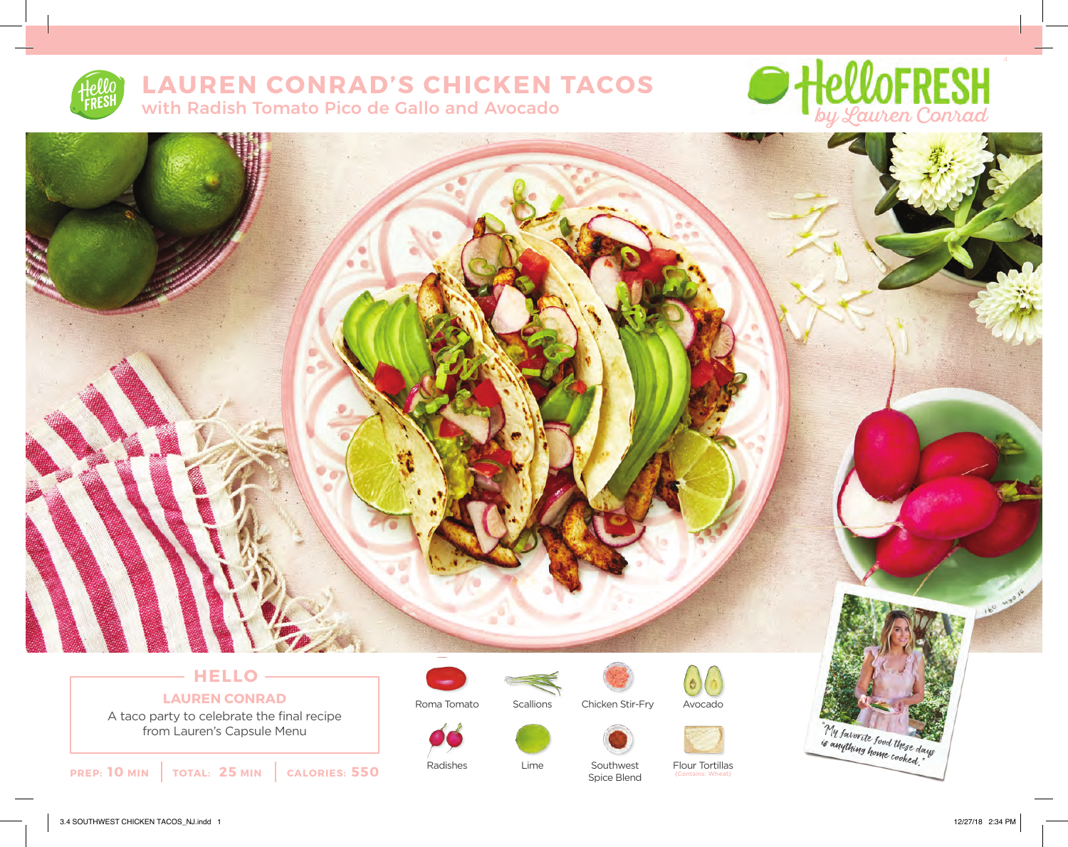# LAUREN CONRAD'S CHICKEN TACOS

## with Radish Tomato Pico de Gallo and Avocado

HelloFRESH *by Lauren Conrad*

## HELLO

### LAUREN CONRAD

A taco party to celebrate the final recipe from Lauren's Capsule Menu

**PREP:** 10 MIN | **TOTAL:** 25 MIN | **CALORIES:** 550

- Roma Tomato
- Scallions
- Chicken Stir-Fry
- Avocado
- Radishes
- Lime
- Southwest Spice Blend
- Flour Tortillas (Contains: Wheat)

*"My favorite food these days is anything home cooked."*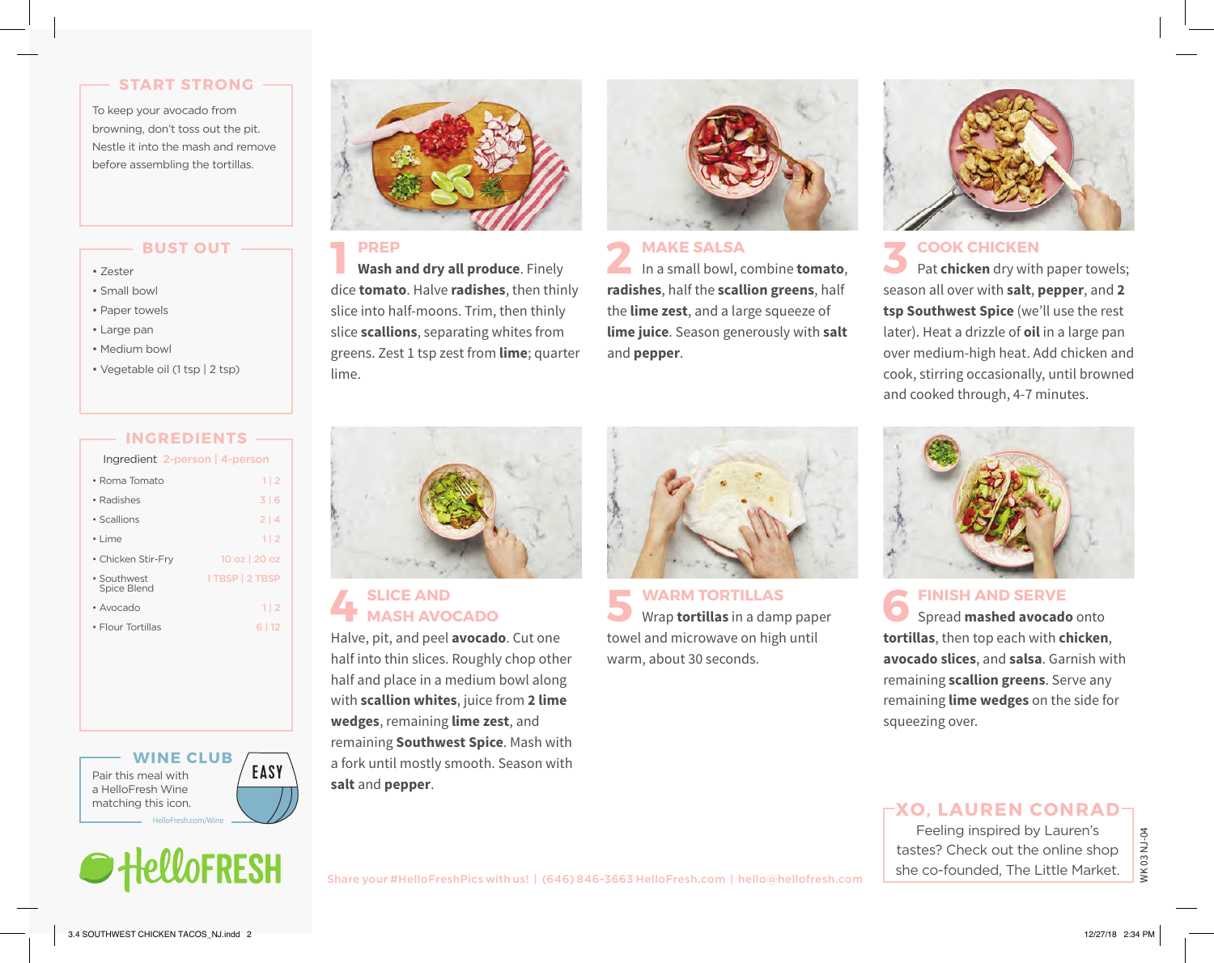## START STRONG

To keep your avocado from browning, don't toss out the pit. Nestle it into the mash and remove before assembling the tortillas.

## BUST OUT

- Zester
- Small bowl
- Paper towels
- Large pan
- Medium bowl
- Vegetable oil (1 tsp | 2 tsp)

## INGREDIENTS

| Ingredient | 2-person \| 4-person |
|---|---|
| Roma Tomato | 1 \| 2 |
| Radishes | 3 \| 6 |
| Scallions | 2 \| 4 |
| Lime | 1 \| 2 |
| Chicken Stir-Fry | 10 oz \| 20 oz |
| Southwest Spice Blend | 1 TBSP \| 2 TBSP |
| Avocado | 1 \| 2 |
| Flour Tortillas | 6 \| 12 |

## WINE CLUB

Pair this meal with a HelloFresh Wine matching this icon.

EASY

HelloFresh.com/Wine

HelloFRESH

## 1 PREP

**Wash and dry all produce**. Finely dice **tomato**. Halve **radishes**, then thinly slice into half-moons. Trim, then thinly slice **scallions**, separating whites from greens. Zest 1 tsp zest from **lime**; quarter lime.

## 2 MAKE SALSA

In a small bowl, combine **tomato**, **radishes**, half the **scallion greens**, half the **lime zest**, and a large squeeze of **lime juice**. Season generously with **salt** and **pepper**.

## 3 COOK CHICKEN

Pat **chicken** dry with paper towels; season all over with **salt**, **pepper**, and **2 tsp Southwest Spice** (we'll use the rest later). Heat a drizzle of **oil** in a large pan over medium-high heat. Add chicken and cook, stirring occasionally, until browned and cooked through, 4-7 minutes.

## 4 SLICE AND MASH AVOCADO

Halve, pit, and peel **avocado**. Cut one half into thin slices. Roughly chop other half and place in a medium bowl along with **scallion whites**, juice from **2 lime wedges**, remaining **lime zest**, and remaining **Southwest Spice**. Mash with a fork until mostly smooth. Season with **salt** and **pepper**.

## 5 WARM TORTILLAS

Wrap **tortillas** in a damp paper towel and microwave on high until warm, about 30 seconds.

## 6 FINISH AND SERVE

Spread **mashed avocado** onto **tortillas**, then top each with **chicken**, **avocado slices**, and **salsa**. Garnish with remaining **scallion greens**. Serve any remaining **lime wedges** on the side for squeezing over.

## XO, LAUREN CONRAD

Feeling inspired by Lauren's tastes? Check out the online shop she co-founded, The Little Market.

Share your #HelloFreshPics with us! | (646) 846-3663 HelloFresh.com | hello@hellofresh.com

WK 03 NJ-04